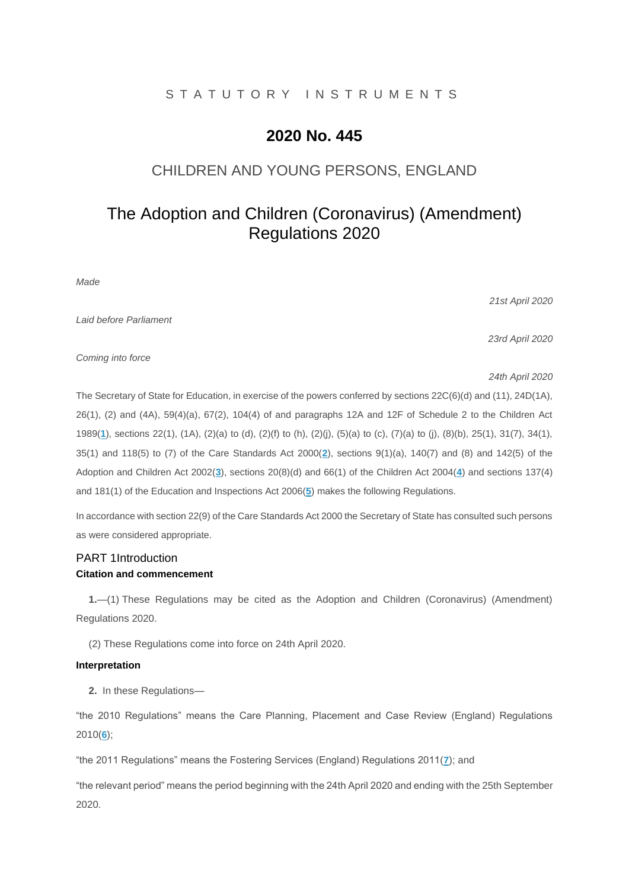STATUTORY INSTRUMENTS

# 2020 No. 445

## CHILDREN AND YOUNG PERSONS, ENGLAND

# The Adoption and Children (Coronavirus) (Amendment) Regulations 2020

*Made* — *21st April 2020*

*Laid before Parliament* — *23rd April 2020*

*Coming into force* — *24th April 2020*

The Secretary of State for Education, in exercise of the powers conferred by sections 22C(6)(d) and (11), 24D(1A), 26(1), (2) and (4A), 59(4)(a), 67(2), 104(4) of and paragraphs 12A and 12F of Schedule 2 to the Children Act 1989([1]), sections 22(1), (1A), (2)(a) to (d), (2)(f) to (h), (2)(j), (5)(a) to (c), (7)(a) to (j), (8)(b), 25(1), 31(7), 34(1), 35(1) and 118(5) to (7) of the Care Standards Act 2000([2]), sections 9(1)(a), 140(7) and (8) and 142(5) of the Adoption and Children Act 2002([3]), sections 20(8)(d) and 66(1) of the Children Act 2004([4]) and sections 137(4) and 181(1) of the Education and Inspections Act 2006([5]) makes the following Regulations.

In accordance with section 22(9) of the Care Standards Act 2000 the Secretary of State has consulted such persons as were considered appropriate.

## PART 1 Introduction

### Citation and commencement

**1.**—(1) These Regulations may be cited as the Adoption and Children (Coronavirus) (Amendment) Regulations 2020.

(2) These Regulations come into force on 24th April 2020.

### Interpretation

**2.** In these Regulations—

"the 2010 Regulations" means the Care Planning, Placement and Case Review (England) Regulations 2010([6]);

"the 2011 Regulations" means the Fostering Services (England) Regulations 2011([7]); and

"the relevant period" means the period beginning with the 24th April 2020 and ending with the 25th September 2020.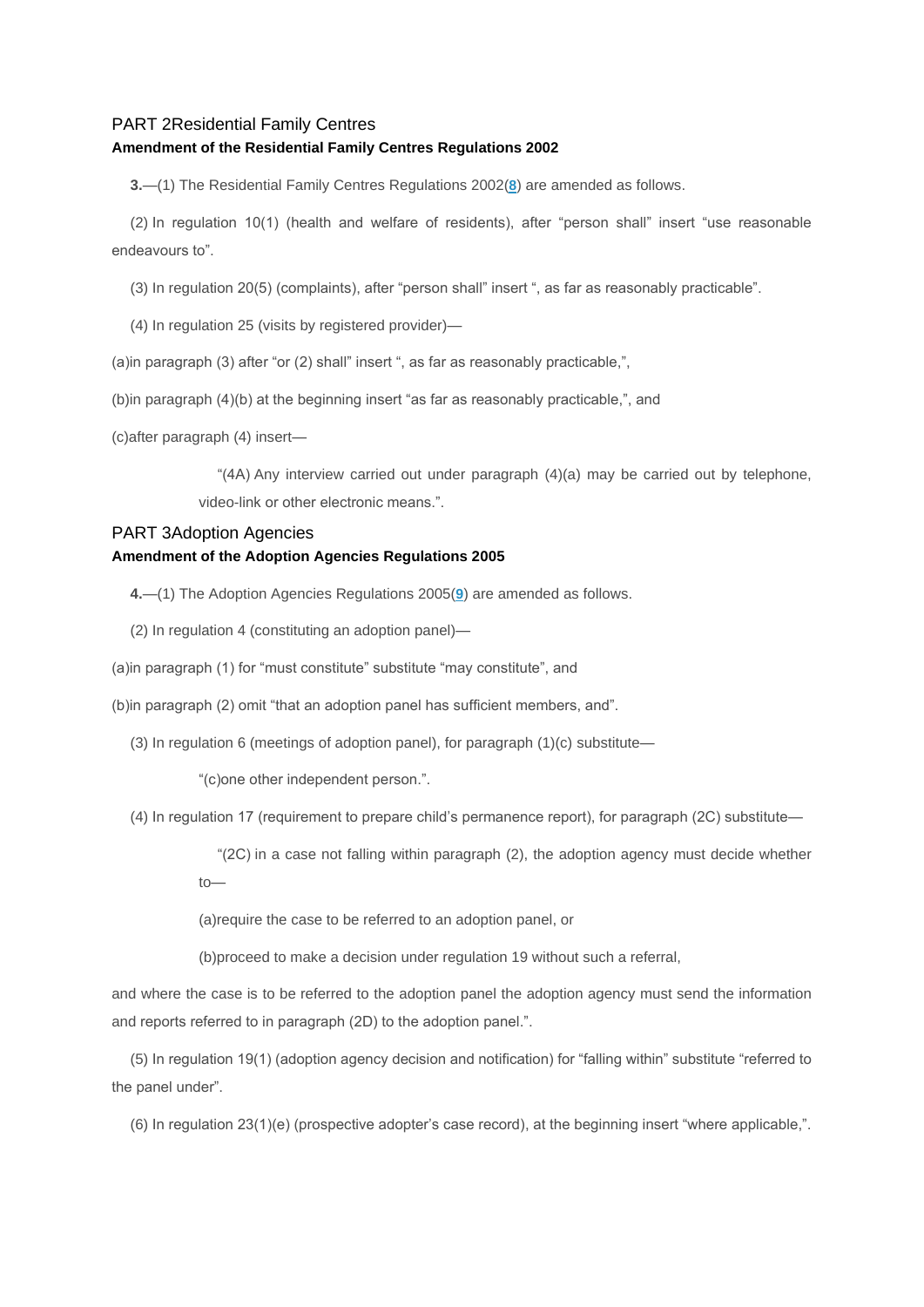## PART 2Residential Family Centres

### Amendment of the Residential Family Centres Regulations 2002

**3.**—(1) The Residential Family Centres Regulations 2002([8]) are amended as follows.

(2) In regulation 10(1) (health and welfare of residents), after "person shall" insert "use reasonable endeavours to".

(3) In regulation 20(5) (complaints), after "person shall" insert ", as far as reasonably practicable".

(4) In regulation 25 (visits by registered provider)—

(a)in paragraph (3) after "or (2) shall" insert ", as far as reasonably practicable,",

(b)in paragraph (4)(b) at the beginning insert "as far as reasonably practicable,", and

(c)after paragraph (4) insert—

> "(4A) Any interview carried out under paragraph (4)(a) may be carried out by telephone, video-link or other electronic means.".

## PART 3Adoption Agencies

### Amendment of the Adoption Agencies Regulations 2005

**4.**—(1) The Adoption Agencies Regulations 2005([9]) are amended as follows.

(2) In regulation 4 (constituting an adoption panel)—

(a)in paragraph (1) for "must constitute" substitute "may constitute", and

(b)in paragraph (2) omit "that an adoption panel has sufficient members, and".

(3) In regulation 6 (meetings of adoption panel), for paragraph (1)(c) substitute—

> "(c)one other independent person.".

(4) In regulation 17 (requirement to prepare child's permanence report), for paragraph (2C) substitute—

> "(2C) in a case not falling within paragraph (2), the adoption agency must decide whether to—
>
> (a)require the case to be referred to an adoption panel, or
>
> (b)proceed to make a decision under regulation 19 without such a referral,

and where the case is to be referred to the adoption panel the adoption agency must send the information and reports referred to in paragraph (2D) to the adoption panel.".

(5) In regulation 19(1) (adoption agency decision and notification) for "falling within" substitute "referred to the panel under".

(6) In regulation 23(1)(e) (prospective adopter's case record), at the beginning insert "where applicable,".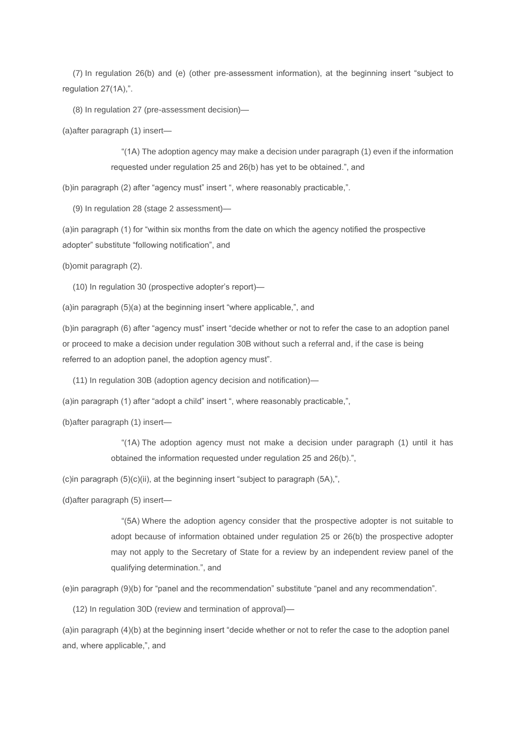(7) In regulation 26(b) and (e) (other pre-assessment information), at the beginning insert “subject to regulation 27(1A),”.

(8) In regulation 27 (pre-assessment decision)—

(a)after paragraph (1) insert—

> “(1A) The adoption agency may make a decision under paragraph (1) even if the information requested under regulation 25 and 26(b) has yet to be obtained.”, and

(b)in paragraph (2) after “agency must” insert “, where reasonably practicable,”.

(9) In regulation 28 (stage 2 assessment)—

(a)in paragraph (1) for “within six months from the date on which the agency notified the prospective adopter” substitute “following notification”, and

(b)omit paragraph (2).

(10) In regulation 30 (prospective adopter’s report)—

(a)in paragraph (5)(a) at the beginning insert “where applicable,”, and

(b)in paragraph (6) after “agency must” insert “decide whether or not to refer the case to an adoption panel or proceed to make a decision under regulation 30B without such a referral and, if the case is being referred to an adoption panel, the adoption agency must”.

(11) In regulation 30B (adoption agency decision and notification)—

(a)in paragraph (1) after “adopt a child” insert “, where reasonably practicable,”,

(b)after paragraph (1) insert—

> “(1A) The adoption agency must not make a decision under paragraph (1) until it has obtained the information requested under regulation 25 and 26(b).”,

(c)in paragraph (5)(c)(ii), at the beginning insert “subject to paragraph (5A),”,

(d)after paragraph (5) insert—

> “(5A) Where the adoption agency consider that the prospective adopter is not suitable to adopt because of information obtained under regulation 25 or 26(b) the prospective adopter may not apply to the Secretary of State for a review by an independent review panel of the qualifying determination.”, and

(e)in paragraph (9)(b) for “panel and the recommendation” substitute “panel and any recommendation”.

(12) In regulation 30D (review and termination of approval)—

(a)in paragraph (4)(b) at the beginning insert “decide whether or not to refer the case to the adoption panel and, where applicable,”, and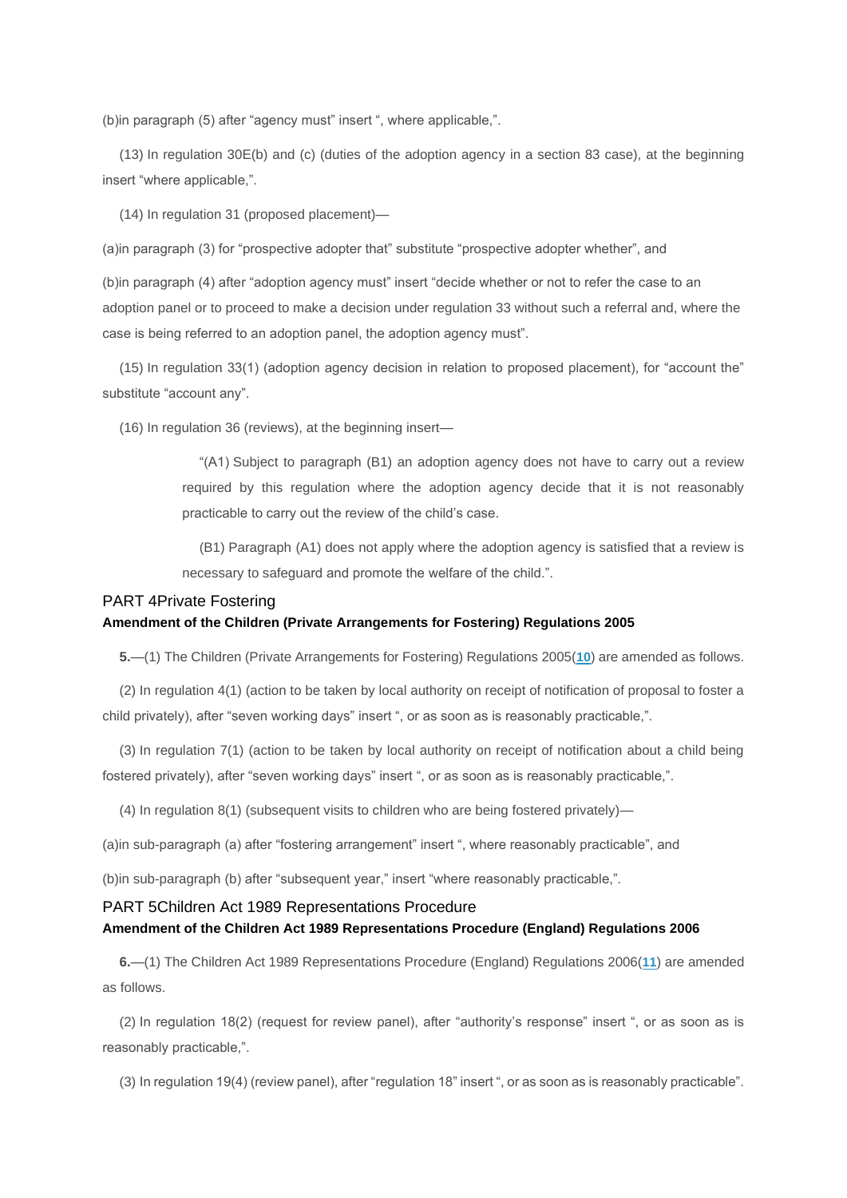(b)in paragraph (5) after "agency must" insert ", where applicable,".

(13) In regulation 30E(b) and (c) (duties of the adoption agency in a section 83 case), at the beginning insert "where applicable,".

(14) In regulation 31 (proposed placement)—

(a)in paragraph (3) for "prospective adopter that" substitute "prospective adopter whether", and

(b)in paragraph (4) after "adoption agency must" insert "decide whether or not to refer the case to an adoption panel or to proceed to make a decision under regulation 33 without such a referral and, where the case is being referred to an adoption panel, the adoption agency must".

(15) In regulation 33(1) (adoption agency decision in relation to proposed placement), for "account the" substitute "account any".

(16) In regulation 36 (reviews), at the beginning insert—

> "(A1) Subject to paragraph (B1) an adoption agency does not have to carry out a review required by this regulation where the adoption agency decide that it is not reasonably practicable to carry out the review of the child's case.
>
> (B1) Paragraph (A1) does not apply where the adoption agency is satisfied that a review is necessary to safeguard and promote the welfare of the child.".

## PART 4Private Fostering

### Amendment of the Children (Private Arrangements for Fostering) Regulations 2005

**5.**—(1) The Children (Private Arrangements for Fostering) Regulations 2005([10]) are amended as follows.

(2) In regulation 4(1) (action to be taken by local authority on receipt of notification of proposal to foster a child privately), after "seven working days" insert ", or as soon as is reasonably practicable,".

(3) In regulation 7(1) (action to be taken by local authority on receipt of notification about a child being fostered privately), after "seven working days" insert ", or as soon as is reasonably practicable,".

(4) In regulation 8(1) (subsequent visits to children who are being fostered privately)—

(a)in sub-paragraph (a) after "fostering arrangement" insert ", where reasonably practicable", and

(b)in sub-paragraph (b) after "subsequent year," insert "where reasonably practicable,".

## PART 5Children Act 1989 Representations Procedure

### Amendment of the Children Act 1989 Representations Procedure (England) Regulations 2006

**6.**—(1) The Children Act 1989 Representations Procedure (England) Regulations 2006([11]) are amended as follows.

(2) In regulation 18(2) (request for review panel), after "authority's response" insert ", or as soon as is reasonably practicable,".

(3) In regulation 19(4) (review panel), after "regulation 18" insert ", or as soon as is reasonably practicable".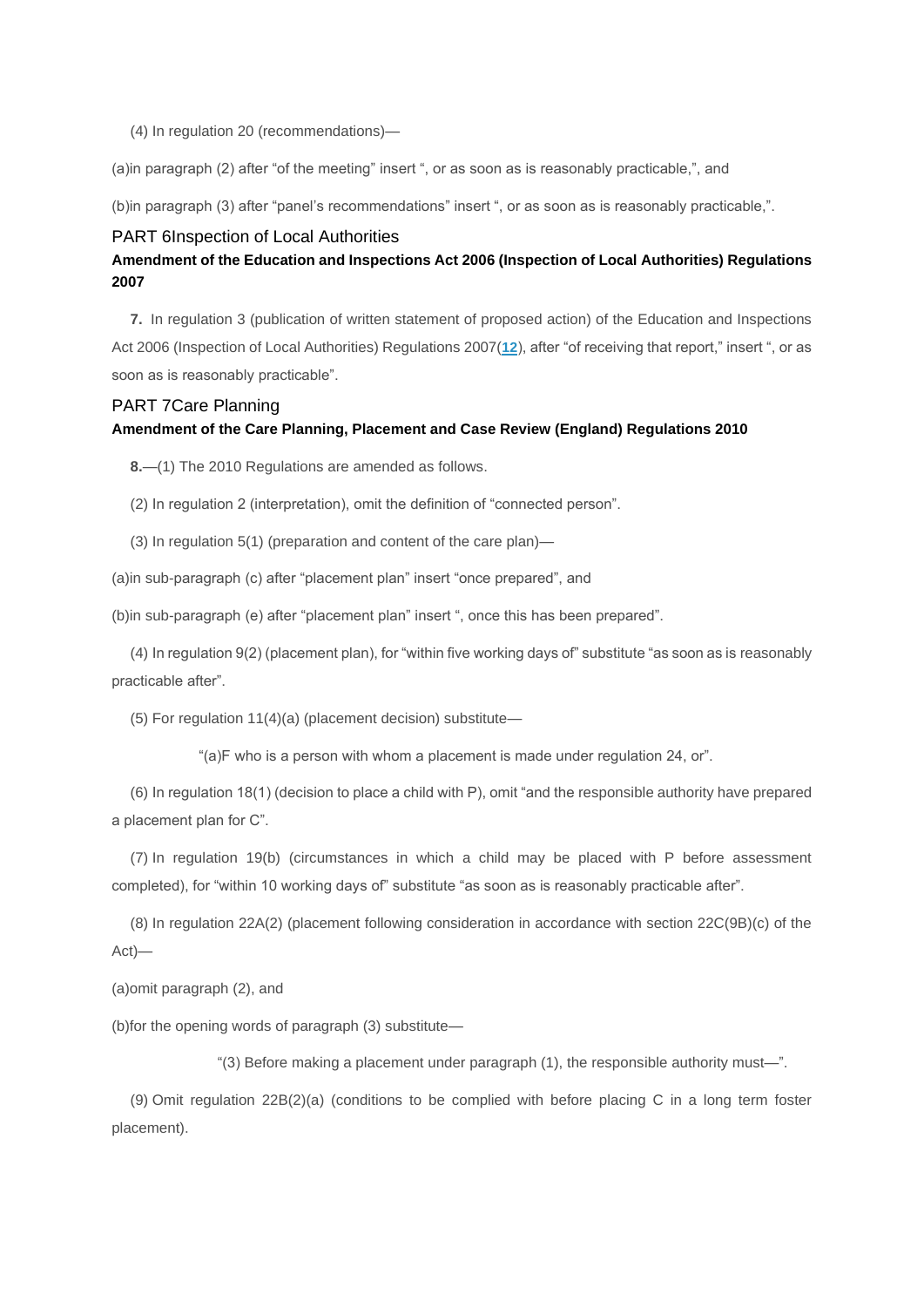(4) In regulation 20 (recommendations)—

(a)in paragraph (2) after "of the meeting" insert ", or as soon as is reasonably practicable,", and

(b)in paragraph (3) after "panel's recommendations" insert ", or as soon as is reasonably practicable,".

## PART 6Inspection of Local Authorities

### Amendment of the Education and Inspections Act 2006 (Inspection of Local Authorities) Regulations 2007

**7.** In regulation 3 (publication of written statement of proposed action) of the Education and Inspections Act 2006 (Inspection of Local Authorities) Regulations 2007([12]), after "of receiving that report," insert ", or as soon as is reasonably practicable".

## PART 7Care Planning

### Amendment of the Care Planning, Placement and Case Review (England) Regulations 2010

**8.**—(1) The 2010 Regulations are amended as follows.

(2) In regulation 2 (interpretation), omit the definition of "connected person".

(3) In regulation 5(1) (preparation and content of the care plan)—

(a)in sub-paragraph (c) after "placement plan" insert "once prepared", and

(b)in sub-paragraph (e) after "placement plan" insert ", once this has been prepared".

(4) In regulation 9(2) (placement plan), for "within five working days of" substitute "as soon as is reasonably practicable after".

(5) For regulation 11(4)(a) (placement decision) substitute—

"(a)F who is a person with whom a placement is made under regulation 24, or".

(6) In regulation 18(1) (decision to place a child with P), omit "and the responsible authority have prepared a placement plan for C".

(7) In regulation 19(b) (circumstances in which a child may be placed with P before assessment completed), for "within 10 working days of" substitute "as soon as is reasonably practicable after".

(8) In regulation 22A(2) (placement following consideration in accordance with section 22C(9B)(c) of the Act)—

(a)omit paragraph (2), and

(b)for the opening words of paragraph (3) substitute—

"(3) Before making a placement under paragraph (1), the responsible authority must—".

(9) Omit regulation 22B(2)(a) (conditions to be complied with before placing C in a long term foster placement).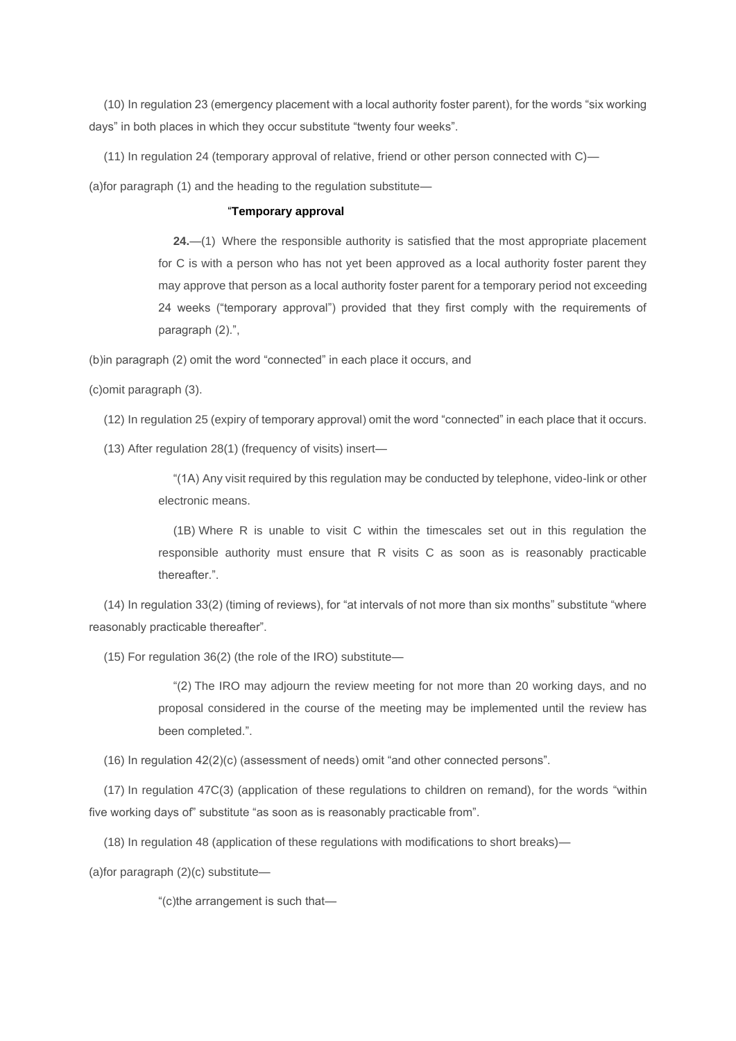(10) In regulation 23 (emergency placement with a local authority foster parent), for the words "six working days" in both places in which they occur substitute "twenty four weeks".

(11) In regulation 24 (temporary approval of relative, friend or other person connected with C)—

(a)for paragraph (1) and the heading to the regulation substitute—

> "**Temporary approval**
>
> **24.**—(1) Where the responsible authority is satisfied that the most appropriate placement for C is with a person who has not yet been approved as a local authority foster parent they may approve that person as a local authority foster parent for a temporary period not exceeding 24 weeks ("temporary approval") provided that they first comply with the requirements of paragraph (2).",

(b)in paragraph (2) omit the word "connected" in each place it occurs, and

(c)omit paragraph (3).

(12) In regulation 25 (expiry of temporary approval) omit the word "connected" in each place that it occurs.

(13) After regulation 28(1) (frequency of visits) insert—

> "(1A) Any visit required by this regulation may be conducted by telephone, video-link or other electronic means.
>
> (1B) Where R is unable to visit C within the timescales set out in this regulation the responsible authority must ensure that R visits C as soon as is reasonably practicable thereafter.".

(14) In regulation 33(2) (timing of reviews), for "at intervals of not more than six months" substitute "where reasonably practicable thereafter".

(15) For regulation 36(2) (the role of the IRO) substitute—

> "(2) The IRO may adjourn the review meeting for not more than 20 working days, and no proposal considered in the course of the meeting may be implemented until the review has been completed.".

(16) In regulation 42(2)(c) (assessment of needs) omit "and other connected persons".

(17) In regulation 47C(3) (application of these regulations to children on remand), for the words "within five working days of" substitute "as soon as is reasonably practicable from".

(18) In regulation 48 (application of these regulations with modifications to short breaks)—

(a)for paragraph (2)(c) substitute—

> "(c)the arrangement is such that—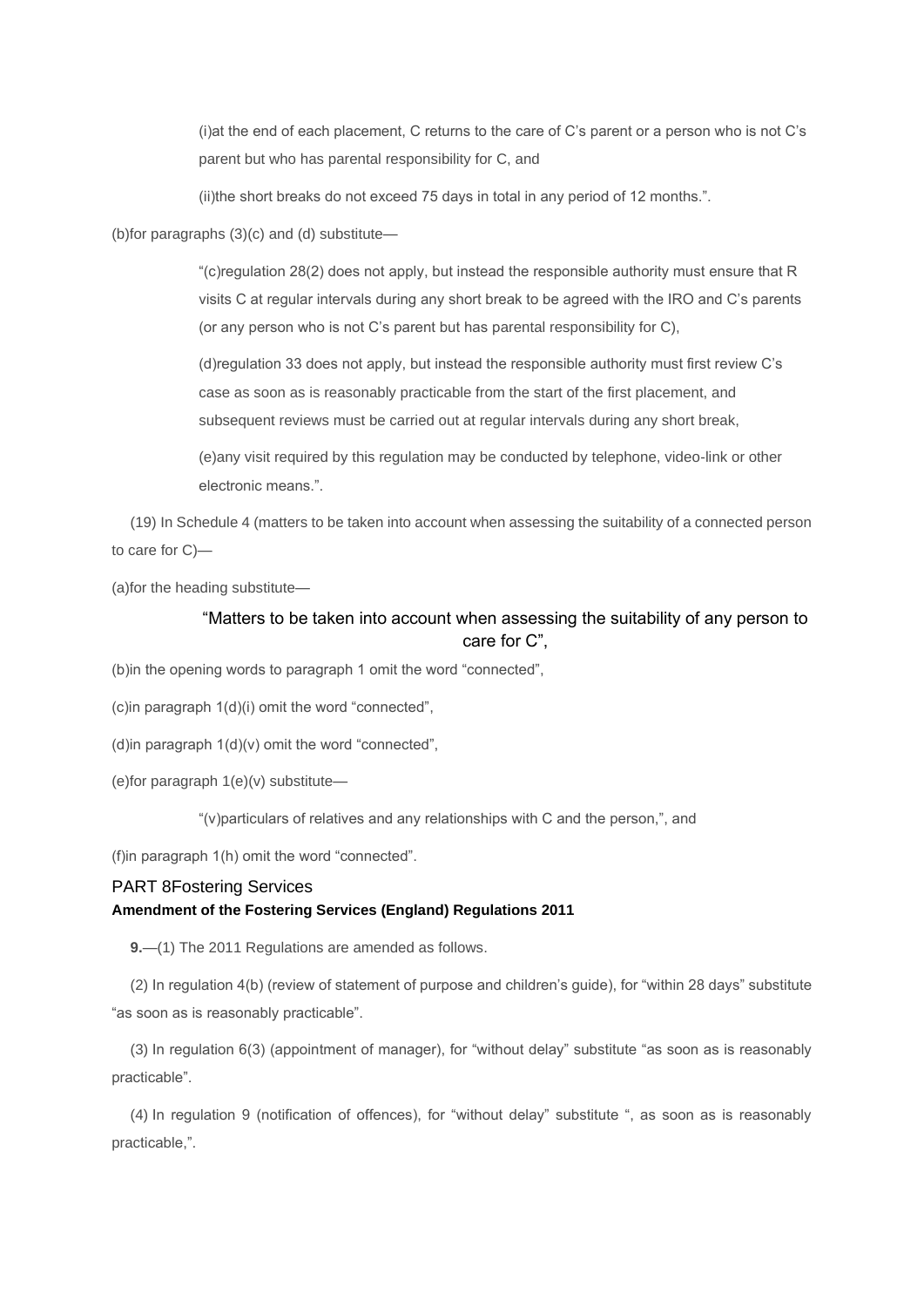(i)at the end of each placement, C returns to the care of C's parent or a person who is not C's parent but who has parental responsibility for C, and

(ii)the short breaks do not exceed 75 days in total in any period of 12 months.".

(b)for paragraphs (3)(c) and (d) substitute—

"(c)regulation 28(2) does not apply, but instead the responsible authority must ensure that R visits C at regular intervals during any short break to be agreed with the IRO and C's parents (or any person who is not C's parent but has parental responsibility for C),

(d)regulation 33 does not apply, but instead the responsible authority must first review C's case as soon as is reasonably practicable from the start of the first placement, and subsequent reviews must be carried out at regular intervals during any short break,

(e)any visit required by this regulation may be conducted by telephone, video-link or other electronic means.".

(19) In Schedule 4 (matters to be taken into account when assessing the suitability of a connected person to care for C)—

(a)for the heading substitute—

"Matters to be taken into account when assessing the suitability of any person to care for C",

(b)in the opening words to paragraph 1 omit the word "connected",

(c)in paragraph 1(d)(i) omit the word "connected",

(d)in paragraph 1(d)(v) omit the word "connected",

(e)for paragraph 1(e)(v) substitute—

"(v)particulars of relatives and any relationships with C and the person,", and

(f)in paragraph 1(h) omit the word "connected".

## PART 8Fostering Services

### Amendment of the Fostering Services (England) Regulations 2011

**9.**—(1) The 2011 Regulations are amended as follows.

(2) In regulation 4(b) (review of statement of purpose and children's guide), for "within 28 days" substitute "as soon as is reasonably practicable".

(3) In regulation 6(3) (appointment of manager), for "without delay" substitute "as soon as is reasonably practicable".

(4) In regulation 9 (notification of offences), for "without delay" substitute ", as soon as is reasonably practicable,".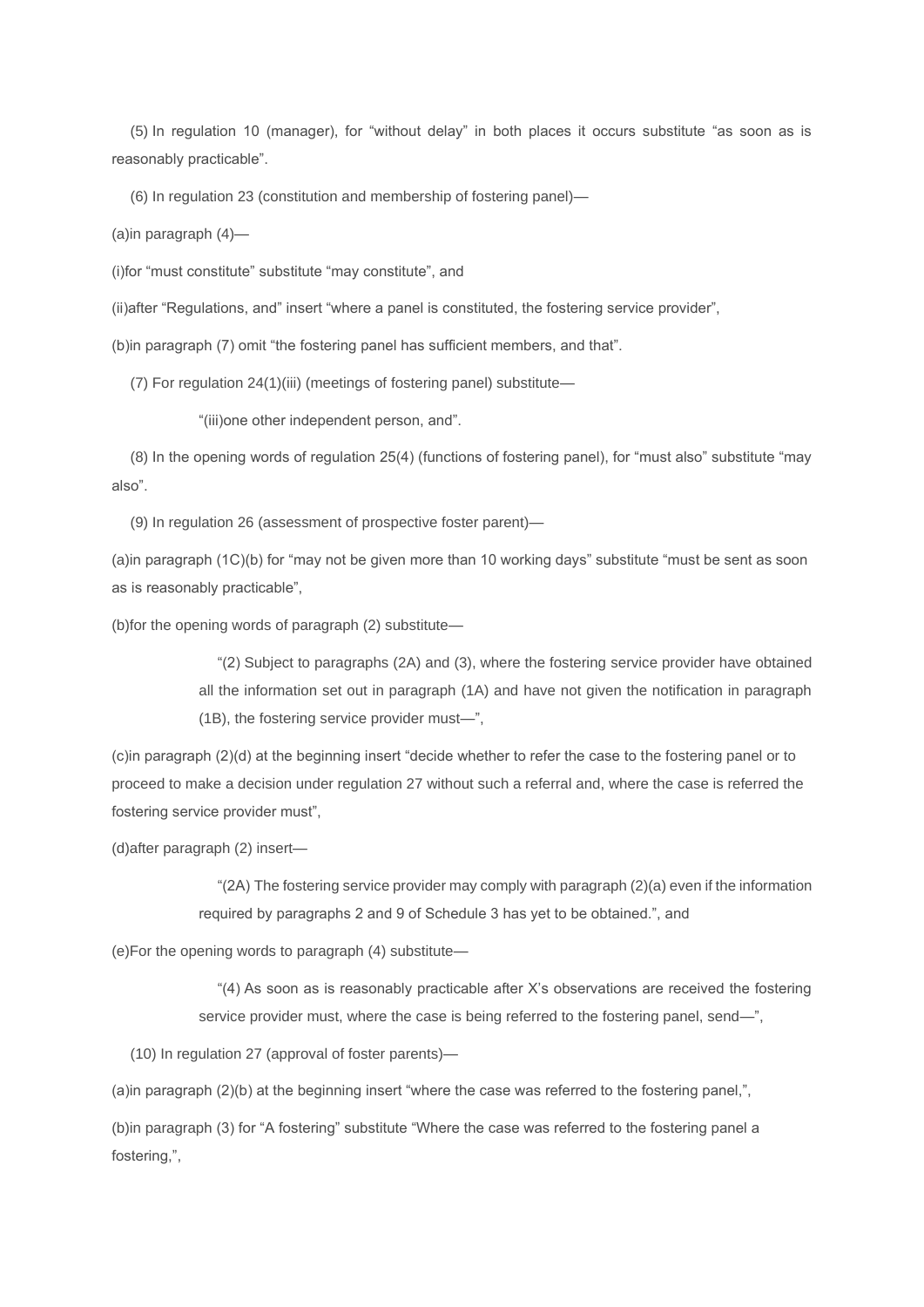(5) In regulation 10 (manager), for "without delay" in both places it occurs substitute "as soon as is reasonably practicable".

(6) In regulation 23 (constitution and membership of fostering panel)—

(a)in paragraph (4)—

(i)for "must constitute" substitute "may constitute", and

(ii)after "Regulations, and" insert "where a panel is constituted, the fostering service provider",

(b)in paragraph (7) omit "the fostering panel has sufficient members, and that".

(7) For regulation 24(1)(iii) (meetings of fostering panel) substitute—

> "(iii)one other independent person, and".

(8) In the opening words of regulation 25(4) (functions of fostering panel), for "must also" substitute "may also".

(9) In regulation 26 (assessment of prospective foster parent)—

(a)in paragraph (1C)(b) for "may not be given more than 10 working days" substitute "must be sent as soon as is reasonably practicable",

(b)for the opening words of paragraph (2) substitute—

> "(2) Subject to paragraphs (2A) and (3), where the fostering service provider have obtained all the information set out in paragraph (1A) and have not given the notification in paragraph (1B), the fostering service provider must—",

(c)in paragraph (2)(d) at the beginning insert "decide whether to refer the case to the fostering panel or to proceed to make a decision under regulation 27 without such a referral and, where the case is referred the fostering service provider must",

(d)after paragraph (2) insert—

> "(2A) The fostering service provider may comply with paragraph (2)(a) even if the information required by paragraphs 2 and 9 of Schedule 3 has yet to be obtained.", and

(e)For the opening words to paragraph (4) substitute—

> "(4) As soon as is reasonably practicable after X's observations are received the fostering service provider must, where the case is being referred to the fostering panel, send—",

(10) In regulation 27 (approval of foster parents)—

(a)in paragraph (2)(b) at the beginning insert "where the case was referred to the fostering panel,",

(b)in paragraph (3) for "A fostering" substitute "Where the case was referred to the fostering panel a fostering,",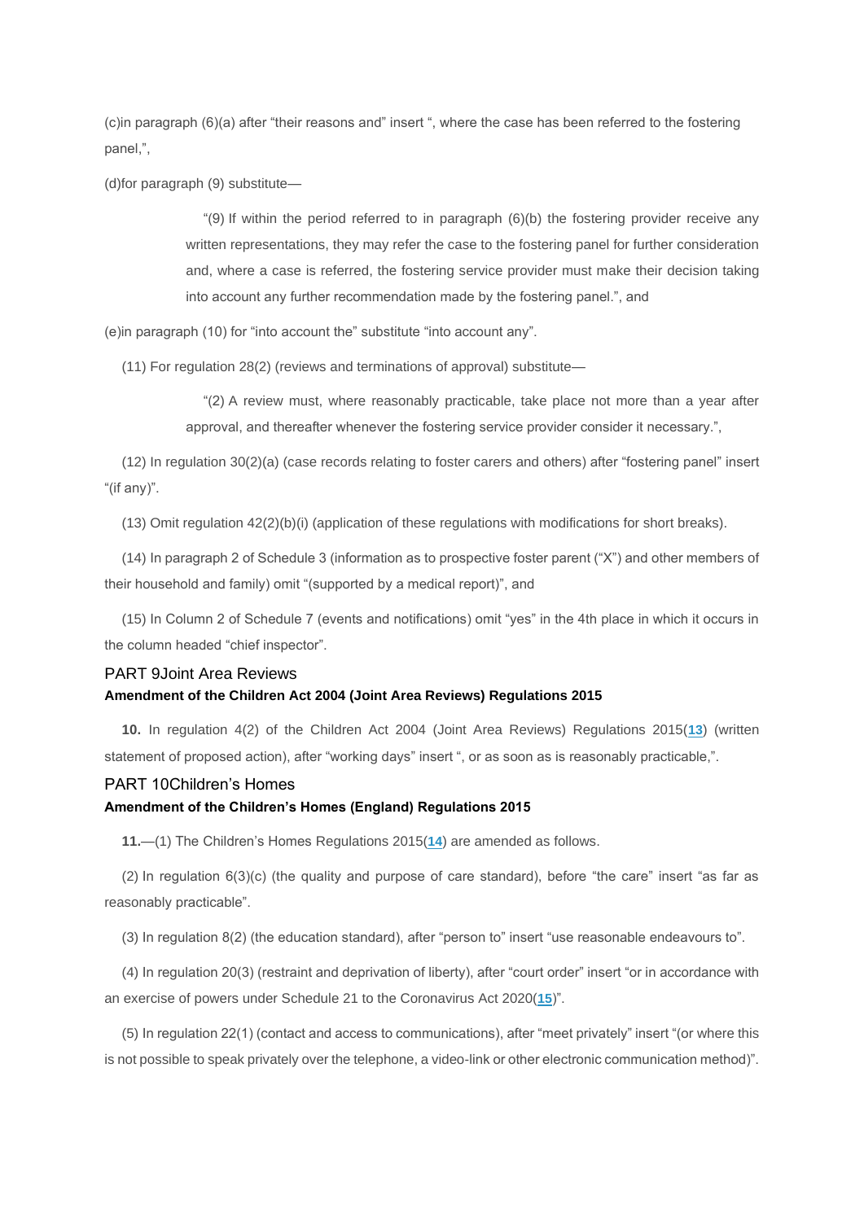(c)in paragraph (6)(a) after "their reasons and" insert ", where the case has been referred to the fostering panel,",

(d)for paragraph (9) substitute—

> "(9) If within the period referred to in paragraph (6)(b) the fostering provider receive any written representations, they may refer the case to the fostering panel for further consideration and, where a case is referred, the fostering service provider must make their decision taking into account any further recommendation made by the fostering panel.", and

(e)in paragraph (10) for "into account the" substitute "into account any".

(11) For regulation 28(2) (reviews and terminations of approval) substitute—

> "(2) A review must, where reasonably practicable, take place not more than a year after approval, and thereafter whenever the fostering service provider consider it necessary.",

(12) In regulation 30(2)(a) (case records relating to foster carers and others) after "fostering panel" insert "(if any)".

(13) Omit regulation 42(2)(b)(i) (application of these regulations with modifications for short breaks).

(14) In paragraph 2 of Schedule 3 (information as to prospective foster parent ("X") and other members of their household and family) omit "(supported by a medical report)", and

(15) In Column 2 of Schedule 7 (events and notifications) omit "yes" in the 4th place in which it occurs in the column headed "chief inspector".

## PART 9Joint Area Reviews

### Amendment of the Children Act 2004 (Joint Area Reviews) Regulations 2015

**10.** In regulation 4(2) of the Children Act 2004 (Joint Area Reviews) Regulations 2015([13]) (written statement of proposed action), after "working days" insert ", or as soon as is reasonably practicable,".

## PART 10Children's Homes

### Amendment of the Children's Homes (England) Regulations 2015

**11.**—(1) The Children's Homes Regulations 2015([14]) are amended as follows.

(2) In regulation 6(3)(c) (the quality and purpose of care standard), before "the care" insert "as far as reasonably practicable".

(3) In regulation 8(2) (the education standard), after "person to" insert "use reasonable endeavours to".

(4) In regulation 20(3) (restraint and deprivation of liberty), after "court order" insert "or in accordance with an exercise of powers under Schedule 21 to the Coronavirus Act 2020([15])".

(5) In regulation 22(1) (contact and access to communications), after "meet privately" insert "(or where this is not possible to speak privately over the telephone, a video-link or other electronic communication method)".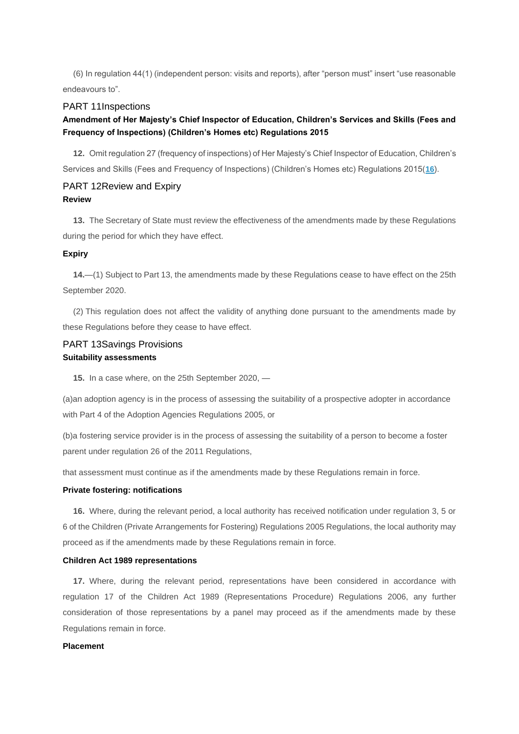(6) In regulation 44(1) (independent person: visits and reports), after "person must" insert "use reasonable endeavours to".

## PART 11Inspections

### Amendment of Her Majesty's Chief Inspector of Education, Children's Services and Skills (Fees and Frequency of Inspections) (Children's Homes etc) Regulations 2015

**12.** Omit regulation 27 (frequency of inspections) of Her Majesty's Chief Inspector of Education, Children's Services and Skills (Fees and Frequency of Inspections) (Children's Homes etc) Regulations 2015([16]).

## PART 12Review and Expiry

### Review

**13.** The Secretary of State must review the effectiveness of the amendments made by these Regulations during the period for which they have effect.

### Expiry

**14.**—(1) Subject to Part 13, the amendments made by these Regulations cease to have effect on the 25th September 2020.

(2) This regulation does not affect the validity of anything done pursuant to the amendments made by these Regulations before they cease to have effect.

## PART 13Savings Provisions

### Suitability assessments

**15.** In a case where, on the 25th September 2020, —

(a)an adoption agency is in the process of assessing the suitability of a prospective adopter in accordance with Part 4 of the Adoption Agencies Regulations 2005, or

(b)a fostering service provider is in the process of assessing the suitability of a person to become a foster parent under regulation 26 of the 2011 Regulations,

that assessment must continue as if the amendments made by these Regulations remain in force.

### Private fostering: notifications

**16.** Where, during the relevant period, a local authority has received notification under regulation 3, 5 or 6 of the Children (Private Arrangements for Fostering) Regulations 2005 Regulations, the local authority may proceed as if the amendments made by these Regulations remain in force.

### Children Act 1989 representations

**17.** Where, during the relevant period, representations have been considered in accordance with regulation 17 of the Children Act 1989 (Representations Procedure) Regulations 2006, any further consideration of those representations by a panel may proceed as if the amendments made by these Regulations remain in force.

### Placement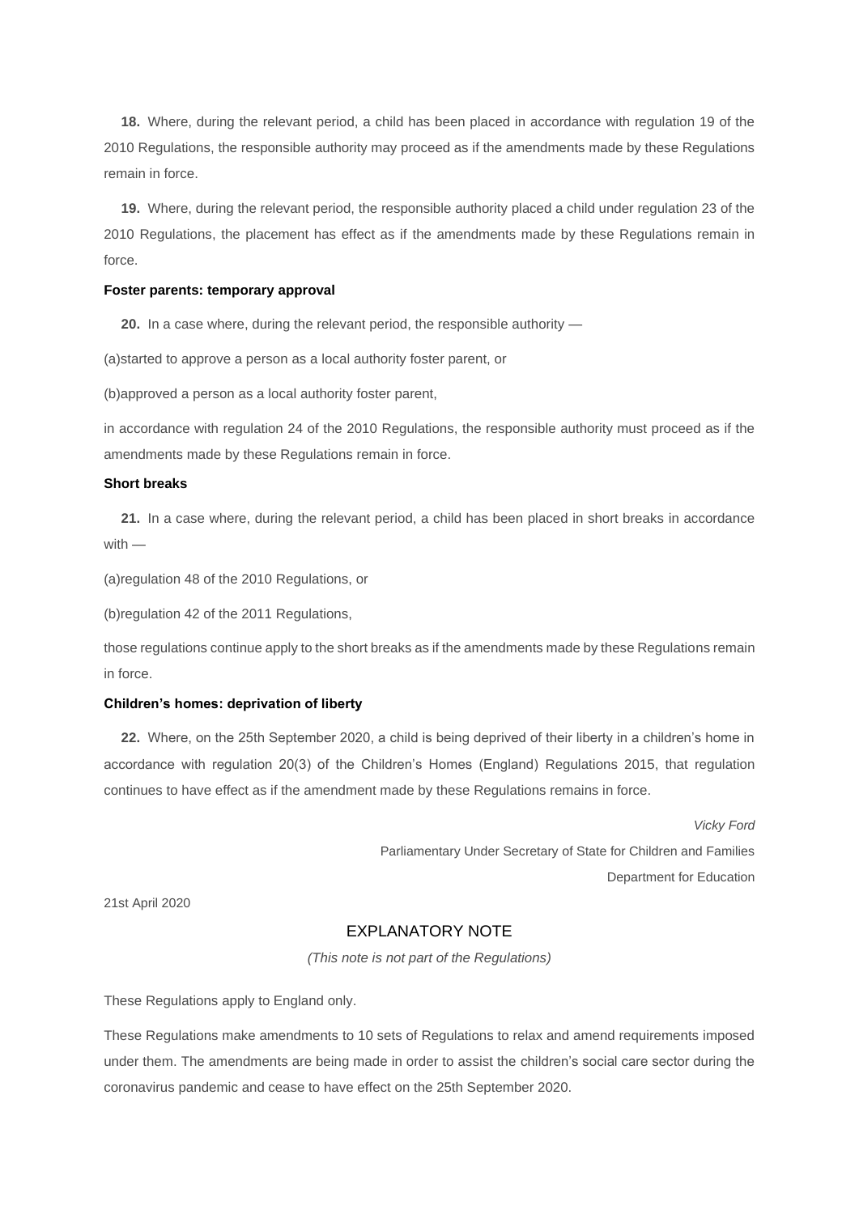**18.** Where, during the relevant period, a child has been placed in accordance with regulation 19 of the 2010 Regulations, the responsible authority may proceed as if the amendments made by these Regulations remain in force.

**19.** Where, during the relevant period, the responsible authority placed a child under regulation 23 of the 2010 Regulations, the placement has effect as if the amendments made by these Regulations remain in force.

**Foster parents: temporary approval**

**20.** In a case where, during the relevant period, the responsible authority —

(a)started to approve a person as a local authority foster parent, or

(b)approved a person as a local authority foster parent,

in accordance with regulation 24 of the 2010 Regulations, the responsible authority must proceed as if the amendments made by these Regulations remain in force.

**Short breaks**

**21.** In a case where, during the relevant period, a child has been placed in short breaks in accordance with —

(a)regulation 48 of the 2010 Regulations, or

(b)regulation 42 of the 2011 Regulations,

those regulations continue apply to the short breaks as if the amendments made by these Regulations remain in force.

**Children's homes: deprivation of liberty**

**22.** Where, on the 25th September 2020, a child is being deprived of their liberty in a children's home in accordance with regulation 20(3) of the Children's Homes (England) Regulations 2015, that regulation continues to have effect as if the amendment made by these Regulations remains in force.

*Vicky Ford*

Parliamentary Under Secretary of State for Children and Families

Department for Education

21st April 2020

## EXPLANATORY NOTE

*(This note is not part of the Regulations)*

These Regulations apply to England only.

These Regulations make amendments to 10 sets of Regulations to relax and amend requirements imposed under them. The amendments are being made in order to assist the children's social care sector during the coronavirus pandemic and cease to have effect on the 25th September 2020.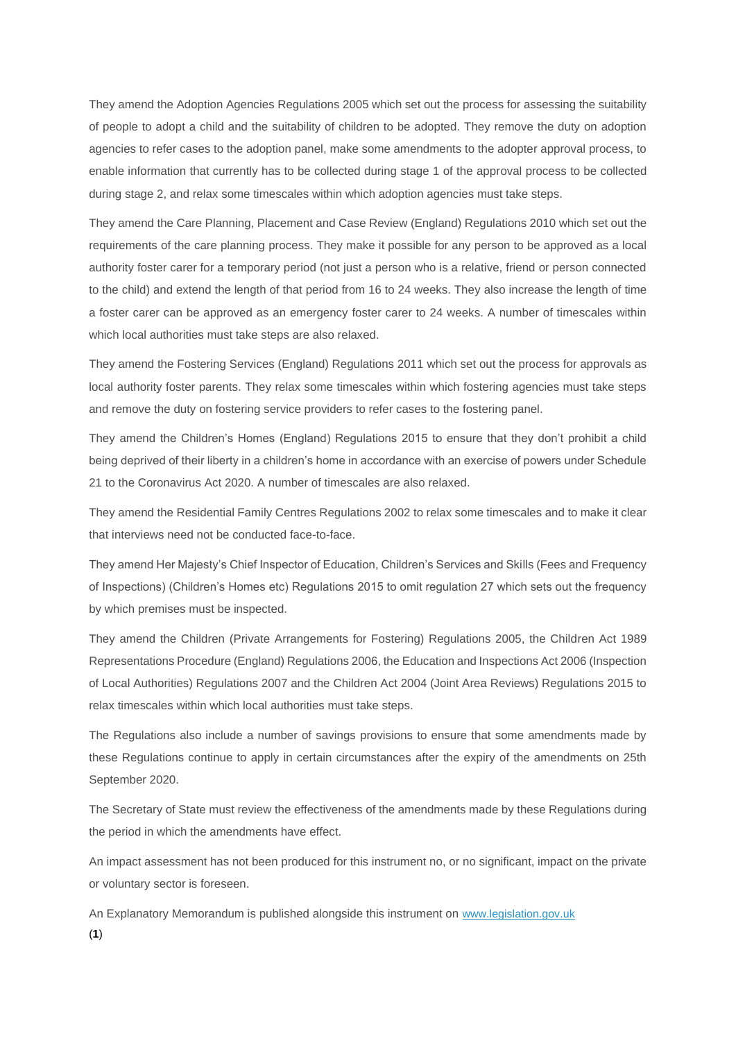They amend the Adoption Agencies Regulations 2005 which set out the process for assessing the suitability of people to adopt a child and the suitability of children to be adopted. They remove the duty on adoption agencies to refer cases to the adoption panel, make some amendments to the adopter approval process, to enable information that currently has to be collected during stage 1 of the approval process to be collected during stage 2, and relax some timescales within which adoption agencies must take steps.

They amend the Care Planning, Placement and Case Review (England) Regulations 2010 which set out the requirements of the care planning process. They make it possible for any person to be approved as a local authority foster carer for a temporary period (not just a person who is a relative, friend or person connected to the child) and extend the length of that period from 16 to 24 weeks. They also increase the length of time a foster carer can be approved as an emergency foster carer to 24 weeks. A number of timescales within which local authorities must take steps are also relaxed.

They amend the Fostering Services (England) Regulations 2011 which set out the process for approvals as local authority foster parents. They relax some timescales within which fostering agencies must take steps and remove the duty on fostering service providers to refer cases to the fostering panel.

They amend the Children's Homes (England) Regulations 2015 to ensure that they don't prohibit a child being deprived of their liberty in a children's home in accordance with an exercise of powers under Schedule 21 to the Coronavirus Act 2020. A number of timescales are also relaxed.

They amend the Residential Family Centres Regulations 2002 to relax some timescales and to make it clear that interviews need not be conducted face-to-face.

They amend Her Majesty's Chief Inspector of Education, Children's Services and Skills (Fees and Frequency of Inspections) (Children's Homes etc) Regulations 2015 to omit regulation 27 which sets out the frequency by which premises must be inspected.

They amend the Children (Private Arrangements for Fostering) Regulations 2005, the Children Act 1989 Representations Procedure (England) Regulations 2006, the Education and Inspections Act 2006 (Inspection of Local Authorities) Regulations 2007 and the Children Act 2004 (Joint Area Reviews) Regulations 2015 to relax timescales within which local authorities must take steps.

The Regulations also include a number of savings provisions to ensure that some amendments made by these Regulations continue to apply in certain circumstances after the expiry of the amendments on 25th September 2020.

The Secretary of State must review the effectiveness of the amendments made by these Regulations during the period in which the amendments have effect.

An impact assessment has not been produced for this instrument no, or no significant, impact on the private or voluntary sector is foreseen.

An Explanatory Memorandum is published alongside this instrument on [www.legislation.gov.uk](http://www.legislation.gov.uk)

(**1**)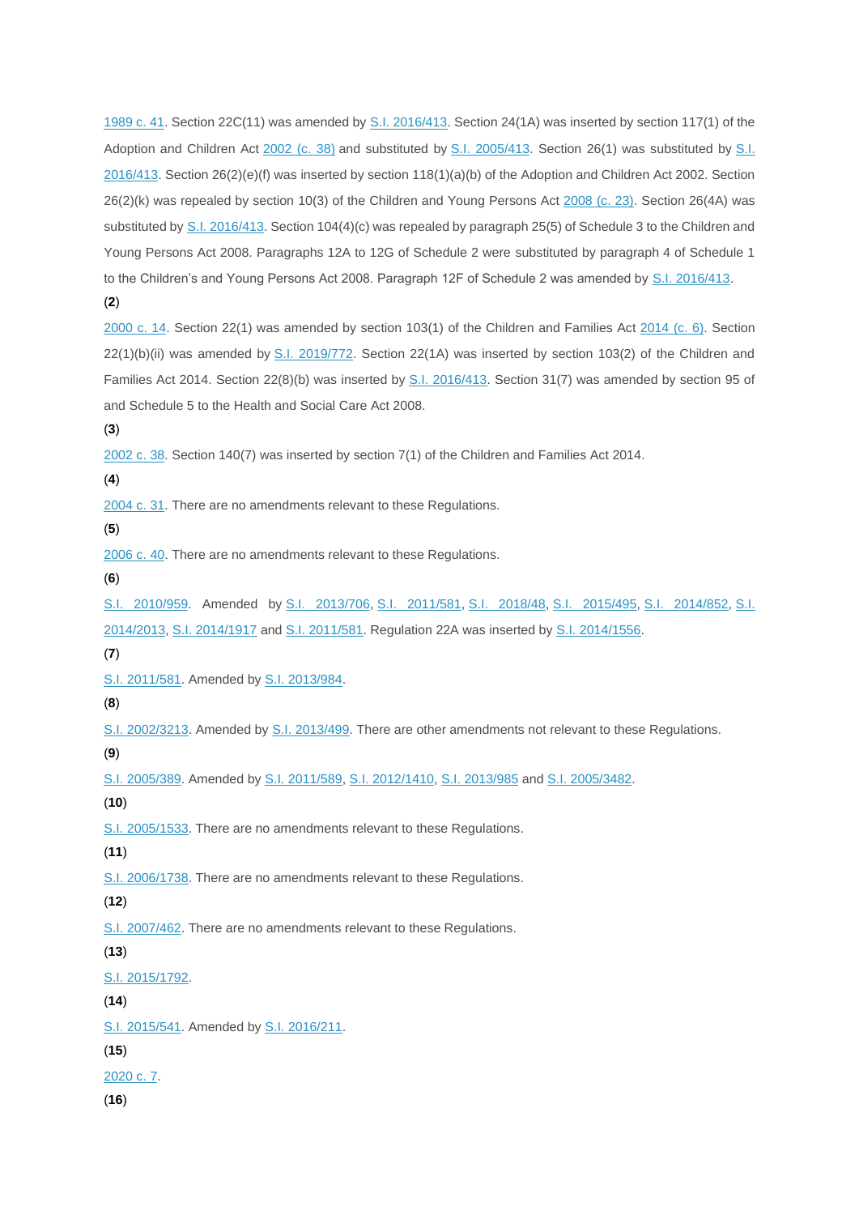1989 c. 41. Section 22C(11) was amended by S.I. 2016/413. Section 24(1A) was inserted by section 117(1) of the Adoption and Children Act 2002 (c. 38) and substituted by S.I. 2005/413. Section 26(1) was substituted by S.I. 2016/413. Section 26(2)(e)(f) was inserted by section 118(1)(a)(b) of the Adoption and Children Act 2002. Section 26(2)(k) was repealed by section 10(3) of the Children and Young Persons Act 2008 (c. 23). Section 26(4A) was substituted by S.I. 2016/413. Section 104(4)(c) was repealed by paragraph 25(5) of Schedule 3 to the Children and Young Persons Act 2008. Paragraphs 12A to 12G of Schedule 2 were substituted by paragraph 4 of Schedule 1 to the Children's and Young Persons Act 2008. Paragraph 12F of Schedule 2 was amended by S.I. 2016/413.

(**2**)

2000 c. 14. Section 22(1) was amended by section 103(1) of the Children and Families Act 2014 (c. 6). Section 22(1)(b)(ii) was amended by S.I. 2019/772. Section 22(1A) was inserted by section 103(2) of the Children and Families Act 2014. Section 22(8)(b) was inserted by S.I. 2016/413. Section 31(7) was amended by section 95 of and Schedule 5 to the Health and Social Care Act 2008.

(**3**)

2002 c. 38. Section 140(7) was inserted by section 7(1) of the Children and Families Act 2014.

(**4**)

2004 c. 31. There are no amendments relevant to these Regulations.

(**5**)

2006 c. 40. There are no amendments relevant to these Regulations.

(**6**)

S.I. 2010/959. Amended by S.I. 2013/706, S.I. 2011/581, S.I. 2018/48, S.I. 2015/495, S.I. 2014/852, S.I. 2014/2013, S.I. 2014/1917 and S.I. 2011/581. Regulation 22A was inserted by S.I. 2014/1556.

(**7**)

S.I. 2011/581. Amended by S.I. 2013/984.

(**8**)

S.I. 2002/3213. Amended by S.I. 2013/499. There are other amendments not relevant to these Regulations.

(**9**)

S.I. 2005/389. Amended by S.I. 2011/589, S.I. 2012/1410, S.I. 2013/985 and S.I. 2005/3482.

(**10**)

S.I. 2005/1533. There are no amendments relevant to these Regulations.

(**11**)

S.I. 2006/1738. There are no amendments relevant to these Regulations.

(**12**)

S.I. 2007/462. There are no amendments relevant to these Regulations.

(**13**)

S.I. 2015/1792.

(**14**)

S.I. 2015/541. Amended by S.I. 2016/211.

(**15**)

2020 c. 7.

(**16**)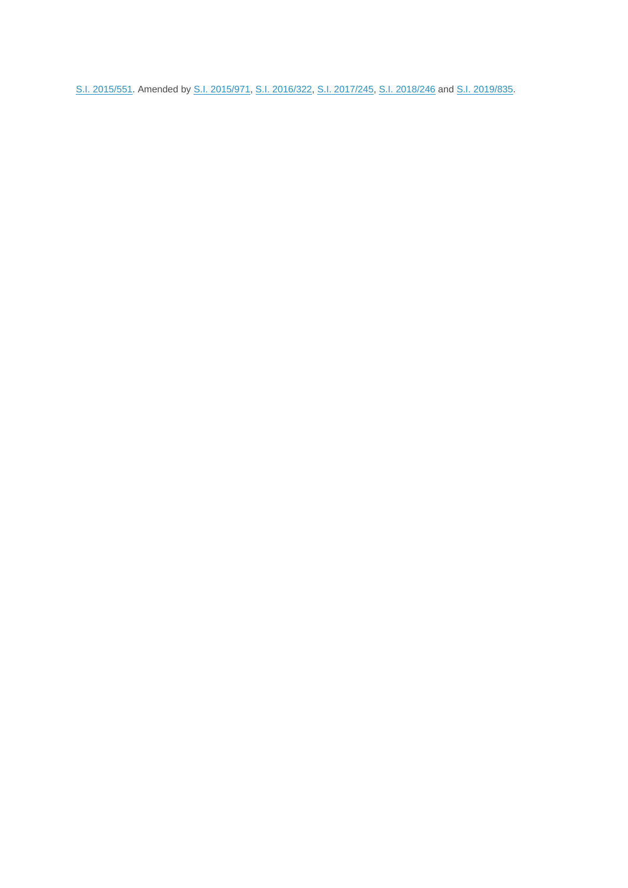S.I. 2015/551. Amended by S.I. 2015/971, S.I. 2016/322, S.I. 2017/245, S.I. 2018/246 and S.I. 2019/835.